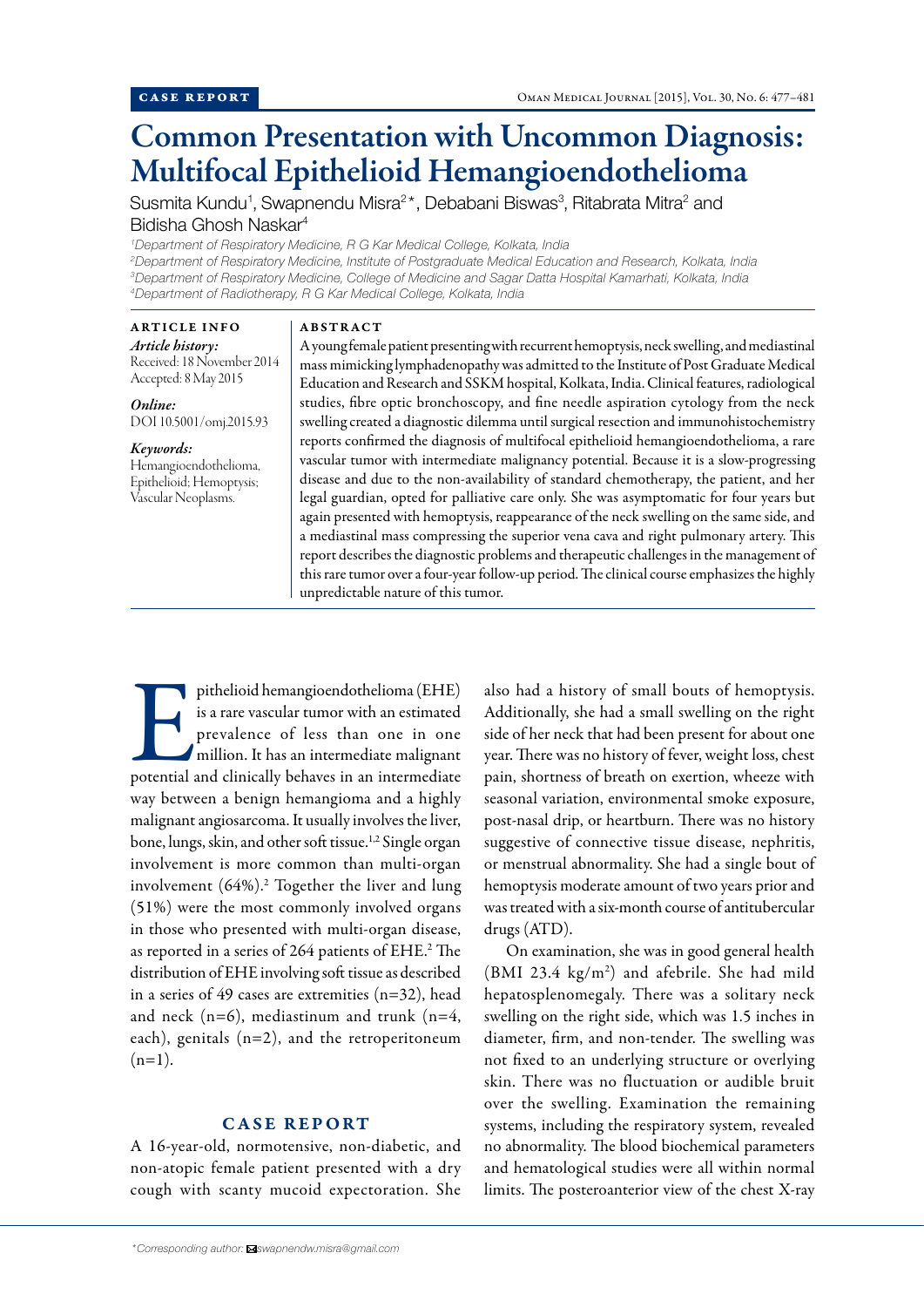CASE REPORT

# Common Presentation with Uncommon Diagnosis: Multifocal Epithelioid Hemangioendothelioma

Susmita Kundu[1], Swapnendu Misra[2]*, Debabani Biswas[3], Ritabrata Mitra[2] and Bidisha Ghosh Naskar[4]

[1]*Department of Respiratory Medicine, R G Kar Medical College, Kolkata, India*
[2]*Department of Respiratory Medicine, Institute of Postgraduate Medical Education and Research, Kolkata, India*
[3]*Department of Respiratory Medicine, College of Medicine and Sagar Datta Hospital Kamarhati, Kolkata, India*
[4]*Department of Radiotherapy, R G Kar Medical College, Kolkata, India*

## ARTICLE INFO

*Article history:*
Received: 18 November 2014
Accepted: 8 May 2015

*Online:*
DOI 10.5001/omj.2015.93

*Keywords:*
Hemangioendothelioma, Epithelioid; Hemoptysis; Vascular Neoplasms.

## ABSTRACT

A young female patient presenting with recurrent hemoptysis, neck swelling, and mediastinal mass mimicking lymphadenopathy was admitted to the Institute of Post Graduate Medical Education and Research and SSKM hospital, Kolkata, India. Clinical features, radiological studies, fibre optic bronchoscopy, and fine needle aspiration cytology from the neck swelling created a diagnostic dilemma until surgical resection and immunohistochemistry reports confirmed the diagnosis of multifocal epithelioid hemangioendothelioma, a rare vascular tumor with intermediate malignancy potential. Because it is a slow-progressing disease and due to the non-availability of standard chemotherapy, the patient, and her legal guardian, opted for palliative care only. She was asymptomatic for four years but again presented with hemoptysis, reappearance of the neck swelling on the same side, and a mediastinal mass compressing the superior vena cava and right pulmonary artery. This report describes the diagnostic problems and therapeutic challenges in the management of this rare tumor over a four-year follow-up period. The clinical course emphasizes the highly unpredictable nature of this tumor.

Epithelioid hemangioendothelioma (EHE) is a rare vascular tumor with an estimated prevalence of less than one in one million. It has an intermediate malignant potential and clinically behaves in an intermediate way between a benign hemangioma and a highly malignant angiosarcoma. It usually involves the liver, bone, lungs, skin, and other soft tissue.[1,2] Single organ involvement is more common than multi-organ involvement (64%).[2] Together the liver and lung (51%) were the most commonly involved organs in those who presented with multi-organ disease, as reported in a series of 264 patients of EHE.[2] The distribution of EHE involving soft tissue as described in a series of 49 cases are extremities (n=32), head and neck (n=6), mediastinum and trunk (n=4, each), genitals (n=2), and the retroperitoneum (n=1).

## CASE REPORT

A 16-year-old, normotensive, non-diabetic, and non-atopic female patient presented with a dry cough with scanty mucoid expectoration. She also had a history of small bouts of hemoptysis. Additionally, she had a small swelling on the right side of her neck that had been present for about one year. There was no history of fever, weight loss, chest pain, shortness of breath on exertion, wheeze with seasonal variation, environmental smoke exposure, post-nasal drip, or heartburn. There was no history suggestive of connective tissue disease, nephritis, or menstrual abnormality. She had a single bout of hemoptysis moderate amount of two years prior and was treated with a six-month course of antitubercular drugs (ATD).

On examination, she was in good general health (BMI 23.4 kg/m$^2$) and afebrile. She had mild hepatosplenomegaly. There was a solitary neck swelling on the right side, which was 1.5 inches in diameter, firm, and non-tender. The swelling was not fixed to an underlying structure or overlying skin. There was no fluctuation or audible bruit over the swelling. Examination the remaining systems, including the respiratory system, revealed no abnormality. The blood biochemical parameters and hematological studies were all within normal limits. The posteroanterior view of the chest X-ray

*Corresponding author: swapnendw.misra@gmail.com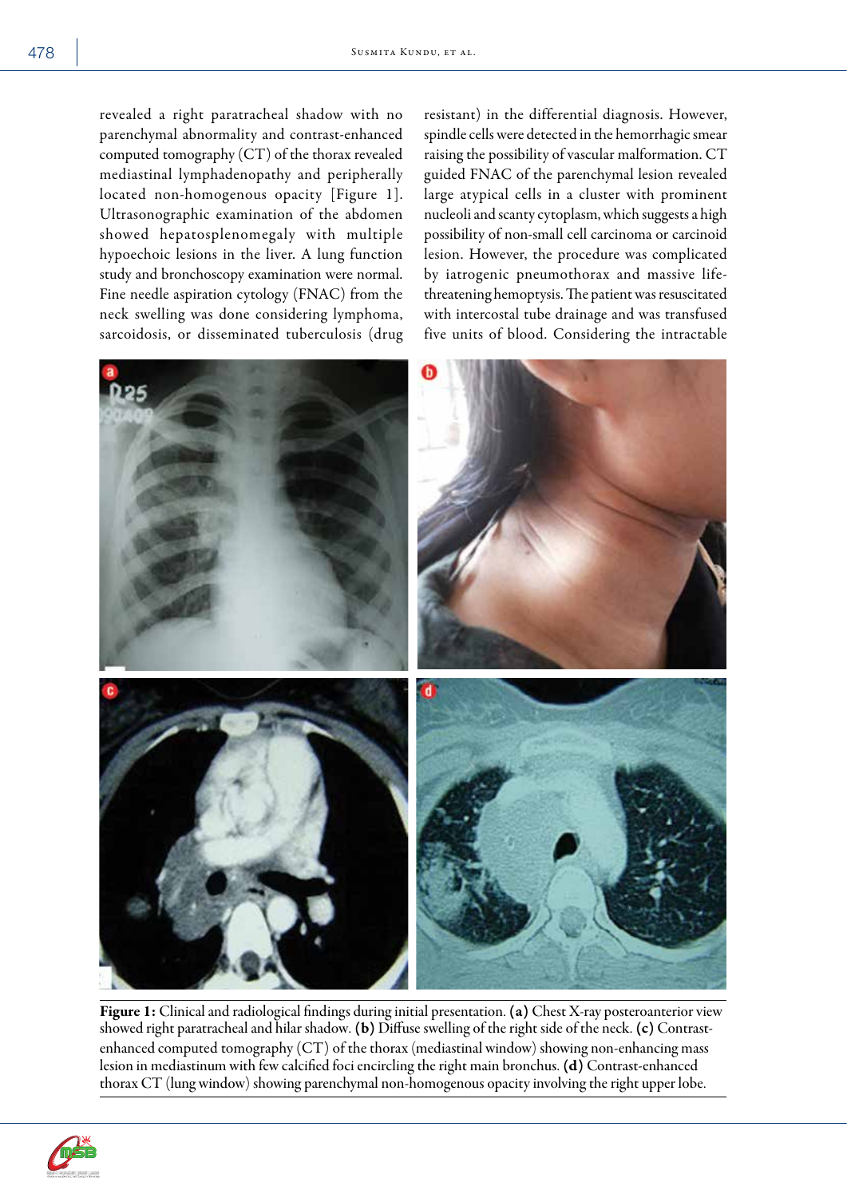revealed a right paratracheal shadow with no parenchymal abnormality and contrast-enhanced computed tomography (CT) of the thorax revealed mediastinal lymphadenopathy and peripherally located non-homogenous opacity [Figure 1]. Ultrasonographic examination of the abdomen showed hepatosplenomegaly with multiple hypoechoic lesions in the liver. A lung function study and bronchoscopy examination were normal. Fine needle aspiration cytology (FNAC) from the neck swelling was done considering lymphoma, sarcoidosis, or disseminated tuberculosis (drug resistant) in the differential diagnosis. However, spindle cells were detected in the hemorrhagic smear raising the possibility of vascular malformation. CT guided FNAC of the parenchymal lesion revealed large atypical cells in a cluster with prominent nucleoli and scanty cytoplasm, which suggests a high possibility of non-small cell carcinoma or carcinoid lesion. However, the procedure was complicated by iatrogenic pneumothorax and massive life-threatening hemoptysis. The patient was resuscitated with intercostal tube drainage and was transfused five units of blood. Considering the intractable

**Figure 1:** Clinical and radiological findings during initial presentation. **(a)** Chest X-ray posteroanterior view showed right paratracheal and hilar shadow. **(b)** Diffuse swelling of the right side of the neck. **(c)** Contrast-enhanced computed tomography (CT) of the thorax (mediastinal window) showing non-enhancing mass lesion in mediastinum with few calcified foci encircling the right main bronchus. **(d)** Contrast-enhanced thorax CT (lung window) showing parenchymal non-homogenous opacity involving the right upper lobe.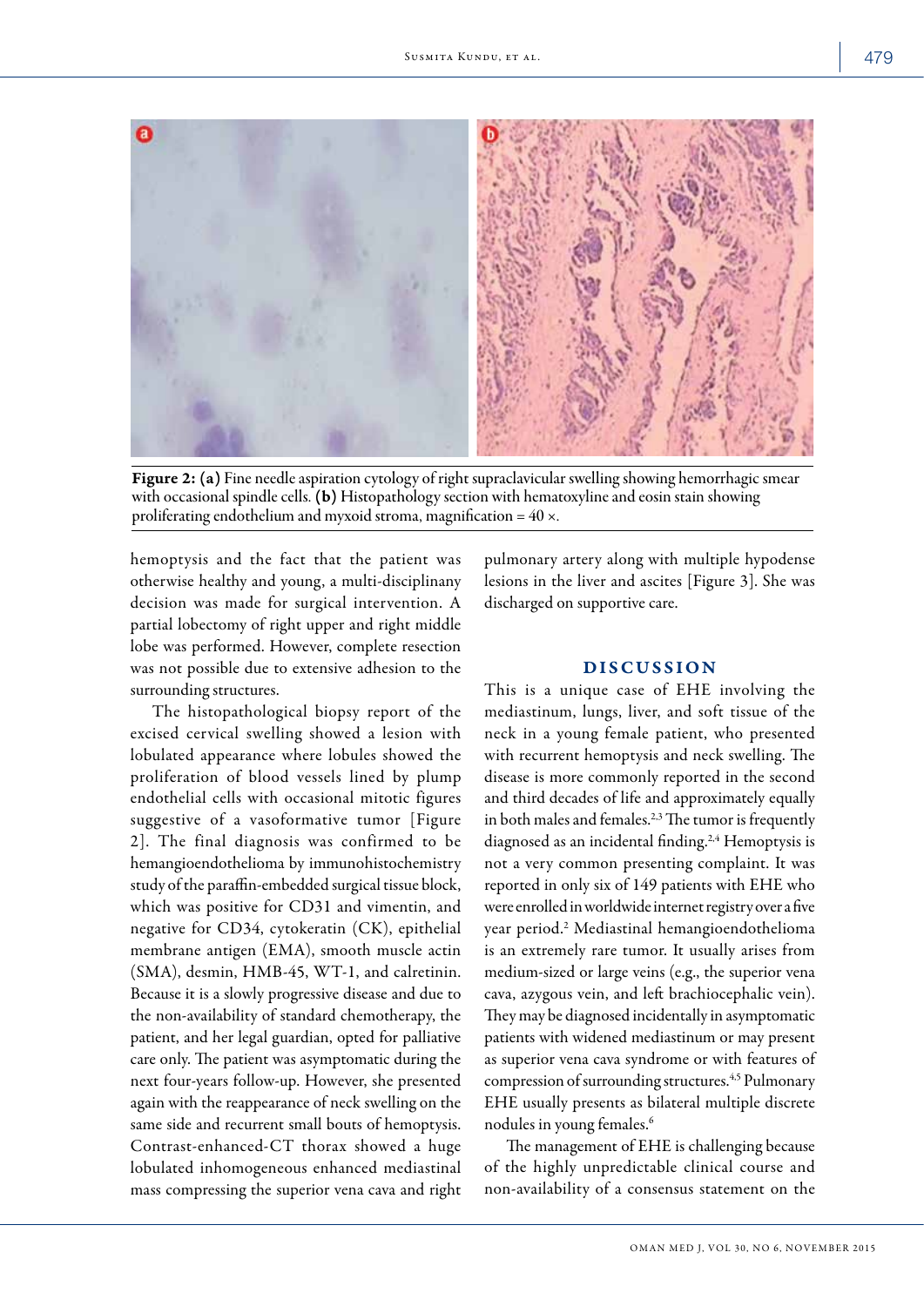Figure 2: (a) Fine needle aspiration cytology of right supraclavicular swelling showing hemorrhagic smear with occasional spindle cells. (b) Histopathology section with hematoxyline and eosin stain showing proliferating endothelium and myxoid stroma, magnification = 40 ×.

hemoptysis and the fact that the patient was otherwise healthy and young, a multi-disciplinany decision was made for surgical intervention. A partial lobectomy of right upper and right middle lobe was performed. However, complete resection was not possible due to extensive adhesion to the surrounding structures.

The histopathological biopsy report of the excised cervical swelling showed a lesion with lobulated appearance where lobules showed the proliferation of blood vessels lined by plump endothelial cells with occasional mitotic figures suggestive of a vasoformative tumor [Figure 2]. The final diagnosis was confirmed to be hemangioendothelioma by immunohistochemistry study of the paraffin-embedded surgical tissue block, which was positive for CD31 and vimentin, and negative for CD34, cytokeratin (CK), epithelial membrane antigen (EMA), smooth muscle actin (SMA), desmin, HMB-45, WT-1, and calretinin. Because it is a slowly progressive disease and due to the non-availability of standard chemotherapy, the patient, and her legal guardian, opted for palliative care only. The patient was asymptomatic during the next four-years follow-up. However, she presented again with the reappearance of neck swelling on the same side and recurrent small bouts of hemoptysis. Contrast-enhanced-CT thorax showed a huge lobulated inhomogeneous enhanced mediastinal mass compressing the superior vena cava and right pulmonary artery along with multiple hypodense lesions in the liver and ascites [Figure 3]. She was discharged on supportive care.

## DISCUSSION

This is a unique case of EHE involving the mediastinum, lungs, liver, and soft tissue of the neck in a young female patient, who presented with recurrent hemoptysis and neck swelling. The disease is more commonly reported in the second and third decades of life and approximately equally in both males and females.[2,3] The tumor is frequently diagnosed as an incidental finding.[2,4] Hemoptysis is not a very common presenting complaint. It was reported in only six of 149 patients with EHE who were enrolled in worldwide internet registry over a five year period.[2] Mediastinal hemangioendothelioma is an extremely rare tumor. It usually arises from medium-sized or large veins (e.g., the superior vena cava, azygous vein, and left brachiocephalic vein). They may be diagnosed incidentally in asymptomatic patients with widened mediastinum or may present as superior vena cava syndrome or with features of compression of surrounding structures.[4,5] Pulmonary EHE usually presents as bilateral multiple discrete nodules in young females.[6]

The management of EHE is challenging because of the highly unpredictable clinical course and non-availability of a consensus statement on the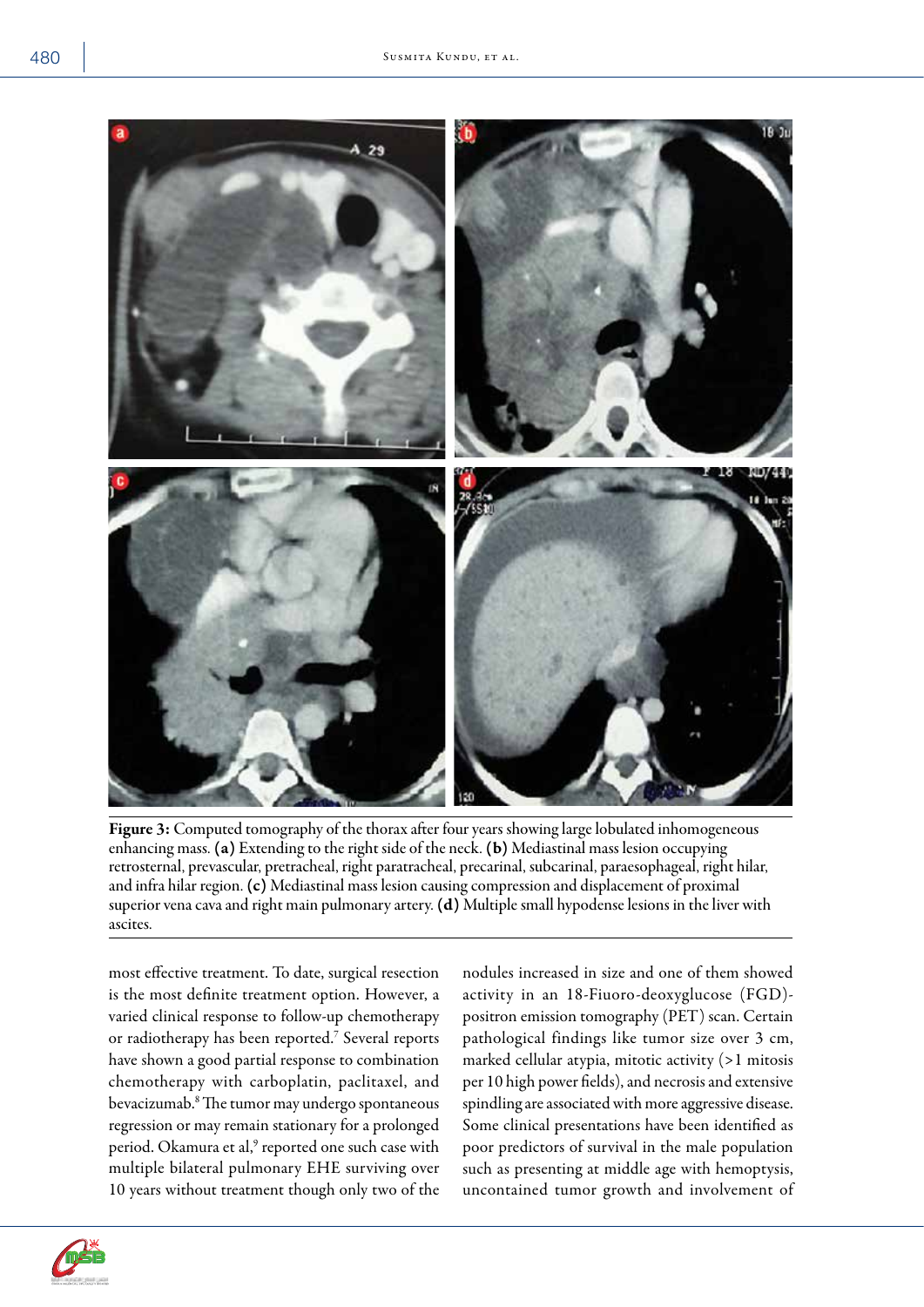**Figure 3:** Computed tomography of the thorax after four years showing large lobulated inhomogeneous enhancing mass. **(a)** Extending to the right side of the neck. **(b)** Mediastinal mass lesion occupying retrosternal, prevascular, pretracheal, right paratracheal, precarinal, subcarinal, paraesophageal, right hilar, and infra hilar region. **(c)** Mediastinal mass lesion causing compression and displacement of proximal superior vena cava and right main pulmonary artery. **(d)** Multiple small hypodense lesions in the liver with ascites.

most effective treatment. To date, surgical resection is the most definite treatment option. However, a varied clinical response to follow-up chemotherapy or radiotherapy has been reported.[7] Several reports have shown a good partial response to combination chemotherapy with carboplatin, paclitaxel, and bevacizumab.[8] The tumor may undergo spontaneous regression or may remain stationary for a prolonged period. Okamura et al,[9] reported one such case with multiple bilateral pulmonary EHE surviving over 10 years without treatment though only two of the nodules increased in size and one of them showed activity in an 18-Fiuoro-deoxyglucose (FGD)-positron emission tomography (PET) scan. Certain pathological findings like tumor size over 3 cm, marked cellular atypia, mitotic activity (>1 mitosis per 10 high power fields), and necrosis and extensive spindling are associated with more aggressive disease. Some clinical presentations have been identified as poor predictors of survival in the male population such as presenting at middle age with hemoptysis, uncontained tumor growth and involvement of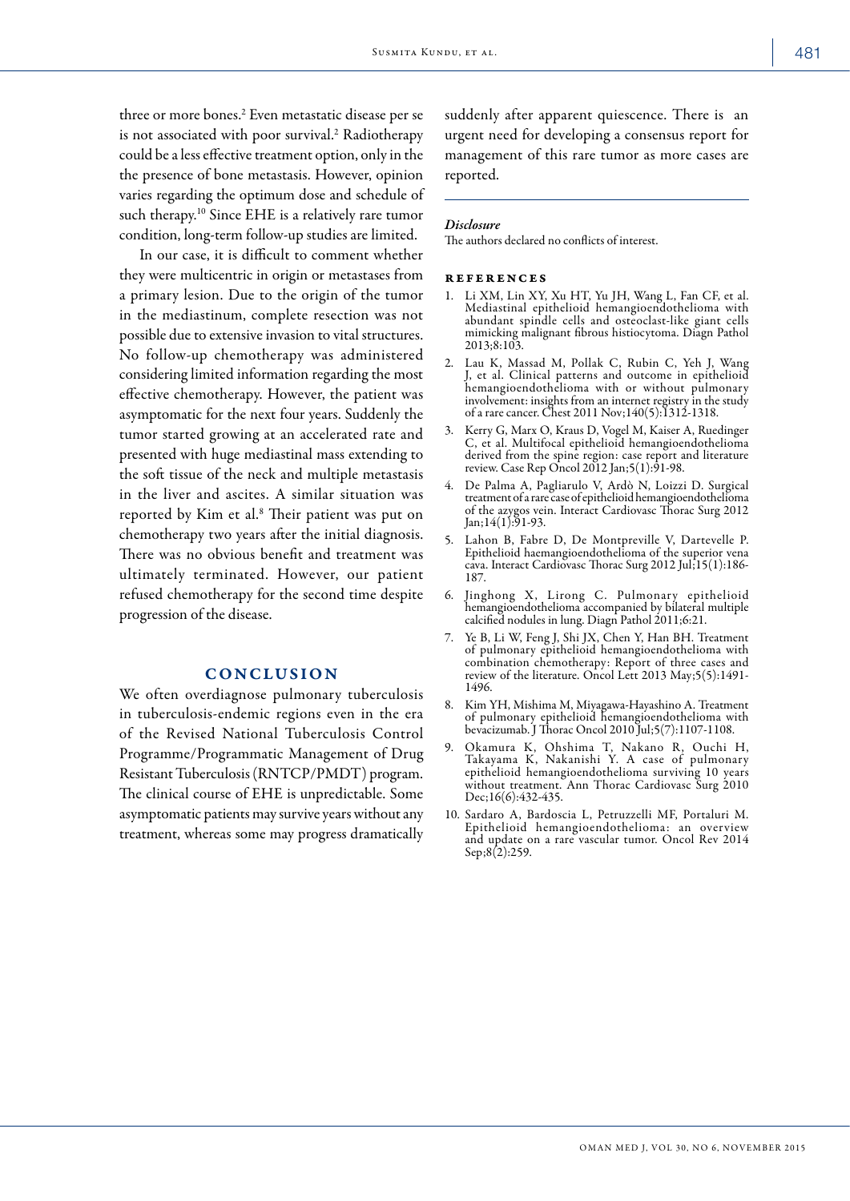three or more bones.[2] Even metastatic disease per se is not associated with poor survival.[2] Radiotherapy could be a less effective treatment option, only in the the presence of bone metastasis. However, opinion varies regarding the optimum dose and schedule of such therapy.[10] Since EHE is a relatively rare tumor condition, long-term follow-up studies are limited.

In our case, it is difficult to comment whether they were multicentric in origin or metastases from a primary lesion. Due to the origin of the tumor in the mediastinum, complete resection was not possible due to extensive invasion to vital structures. No follow-up chemotherapy was administered considering limited information regarding the most effective chemotherapy. However, the patient was asymptomatic for the next four years. Suddenly the tumor started growing at an accelerated rate and presented with huge mediastinal mass extending to the soft tissue of the neck and multiple metastasis in the liver and ascites. A similar situation was reported by Kim et al.[8] Their patient was put on chemotherapy two years after the initial diagnosis. There was no obvious benefit and treatment was ultimately terminated. However, our patient refused chemotherapy for the second time despite progression of the disease.

## CONCLUSION

We often overdiagnose pulmonary tuberculosis in tuberculosis-endemic regions even in the era of the Revised National Tuberculosis Control Programme/Programmatic Management of Drug Resistant Tuberculosis (RNTCP/PMDT) program. The clinical course of EHE is unpredictable. Some asymptomatic patients may survive years without any treatment, whereas some may progress dramatically suddenly after apparent quiescence. There is an urgent need for developing a consensus report for management of this rare tumor as more cases are reported.

### *Disclosure*

The authors declared no conflicts of interest.

## REFERENCES

1. Li XM, Lin XY, Xu HT, Yu JH, Wang L, Fan CF, et al. Mediastinal epithelioid hemangioendothelioma with abundant spindle cells and osteoclast-like giant cells mimicking malignant fibrous histiocytoma. Diagn Pathol 2013;8:103.
2. Lau K, Massad M, Pollak C, Rubin C, Yeh J, Wang J, et al. Clinical patterns and outcome in epithelioid hemangioendothelioma with or without pulmonary involvement: insights from an internet registry in the study of a rare cancer. Chest 2011 Nov;140(5):1312-1318.
3. Kerry G, Marx O, Kraus D, Vogel M, Kaiser A, Ruedinger C, et al. Multifocal epithelioid hemangioendothelioma derived from the spine region: case report and literature review. Case Rep Oncol 2012 Jan;5(1):91-98.
4. De Palma A, Pagliarulo V, Ardò N, Loizzi D. Surgical treatment of a rare case of epithelioid hemangioendothelioma of the azygos vein. Interact Cardiovasc Thorac Surg 2012 Jan;14(1):91-93.
5. Lahon B, Fabre D, De Montpreville V, Dartevelle P. Epithelioid haemangioendothelioma of the superior vena cava. Interact Cardiovasc Thorac Surg 2012 Jul;15(1):186-187.
6. Jinghong X, Lirong C. Pulmonary epithelioid hemangioendothelioma accompanied by bilateral multiple calcified nodules in lung. Diagn Pathol 2011;6:21.
7. Ye B, Li W, Feng J, Shi JX, Chen Y, Han BH. Treatment of pulmonary epithelioid hemangioendothelioma with combination chemotherapy: Report of three cases and review of the literature. Oncol Lett 2013 May;5(5):1491-1496.
8. Kim YH, Mishima M, Miyagawa-Hayashino A. Treatment of pulmonary epithelioid hemangioendothelioma with bevacizumab. J Thorac Oncol 2010 Jul;5(7):1107-1108.
9. Okamura K, Ohshima T, Nakano R, Ouchi H, Takayama K, Nakanishi Y. A case of pulmonary epithelioid hemangioendothelioma surviving 10 years without treatment. Ann Thorac Cardiovasc Surg 2010 Dec;16(6):432-435.
10. Sardaro A, Bardoscia L, Petruzzelli MF, Portaluri M. Epithelioid hemangioendothelioma: an overview and update on a rare vascular tumor. Oncol Rev 2014 Sep;8(2):259.